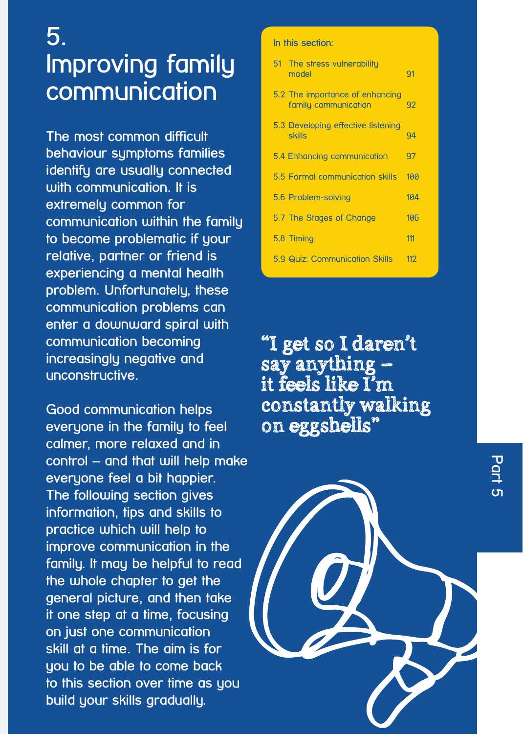# 5. Improving family communication

The most common difficult behaviour symptoms families identify are usually connected with communication. It is extremely common for communication within the family to become problematic if your relative, partner or friend is experiencing a mental health problem. Unfortunately, these communication problems can enter a downward spiral with communication becoming increasingly negative and unconstructive.

Good communication helps everyone in the family to feel calmer, more relaxed and in control – and that will help make everyone feel a bit happier. The following section gives information, tips and skills to practice which will help to improve communication in the family. It may be helpful to read the whole chapter to get the general picture, and then take it one step at a time, focusing on just one communication skill at a time. The aim is for you to be able to come back to this section over time as you build your skills gradually.

**In this section:**

| | |
|---|---|
| 51 The stress vulnerability model | 91 |
| 5.2 The importance of enhancing family communication | 92 |
| 5.3 Developing effective listening skills | 94 |
| 5.4 Enhancing communication | 97 |
| 5.5 Formal communication skills | 100 |
| 5.6 Problem-solving | 104 |
| 5.7 The Stages of Change | 106 |
| 5.8 Timing | 111 |
| 5.9 Quiz: Communication Skills | 112 |

"I get so I daren't say anything – it feels like I'm constantly walking on eggshells"

Part 5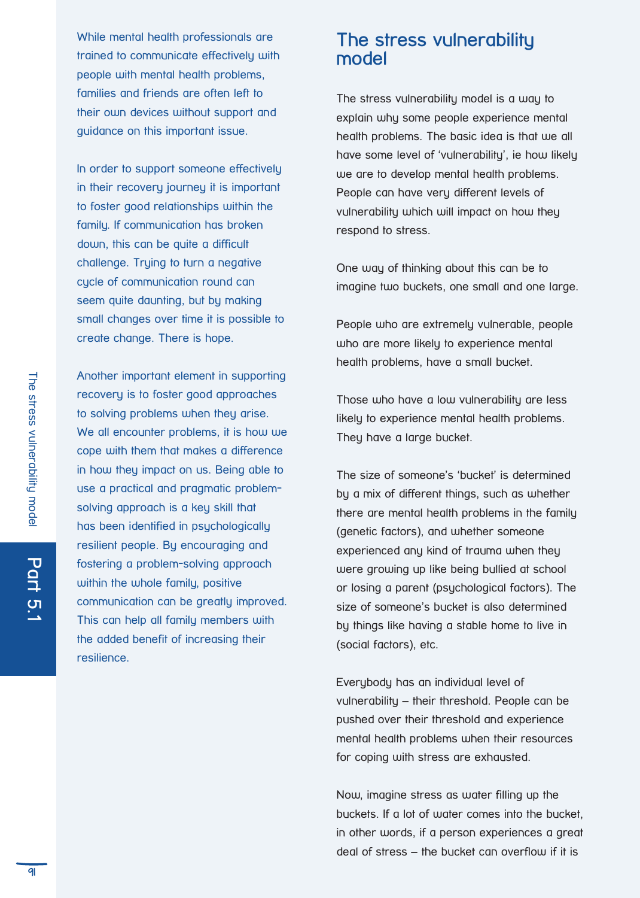While mental health professionals are trained to communicate effectively with people with mental health problems, families and friends are often left to their own devices without support and guidance on this important issue.

In order to support someone effectively in their recovery journey it is important to foster good relationships within the family. If communication has broken down, this can be quite a difficult challenge. Trying to turn a negative cycle of communication round can seem quite daunting, but by making small changes over time it is possible to create change. There is hope.

Another important element in supporting recovery is to foster good approaches to solving problems when they arise. We all encounter problems, it is how we cope with them that makes a difference in how they impact on us. Being able to use a practical and pragmatic problem-solving approach is a key skill that has been identified in psychologically resilient people. By encouraging and fostering a problem-solving approach within the whole family, positive communication can be greatly improved. This can help all family members with the added benefit of increasing their resilience.

## The stress vulnerability model

The stress vulnerability model is a way to explain why some people experience mental health problems. The basic idea is that we all have some level of 'vulnerability', ie how likely we are to develop mental health problems. People can have very different levels of vulnerability which will impact on how they respond to stress.

One way of thinking about this can be to imagine two buckets, one small and one large.

People who are extremely vulnerable, people who are more likely to experience mental health problems, have a small bucket.

Those who have a low vulnerability are less likely to experience mental health problems. They have a large bucket.

The size of someone's 'bucket' is determined by a mix of different things, such as whether there are mental health problems in the family (genetic factors), and whether someone experienced any kind of trauma when they were growing up like being bullied at school or losing a parent (psychological factors). The size of someone's bucket is also determined by things like having a stable home to live in (social factors), etc.

Everybody has an individual level of vulnerability – their threshold. People can be pushed over their threshold and experience mental health problems when their resources for coping with stress are exhausted.

Now, imagine stress as water filling up the buckets. If a lot of water comes into the bucket, in other words, if a person experiences a great deal of stress – the bucket can overflow if it is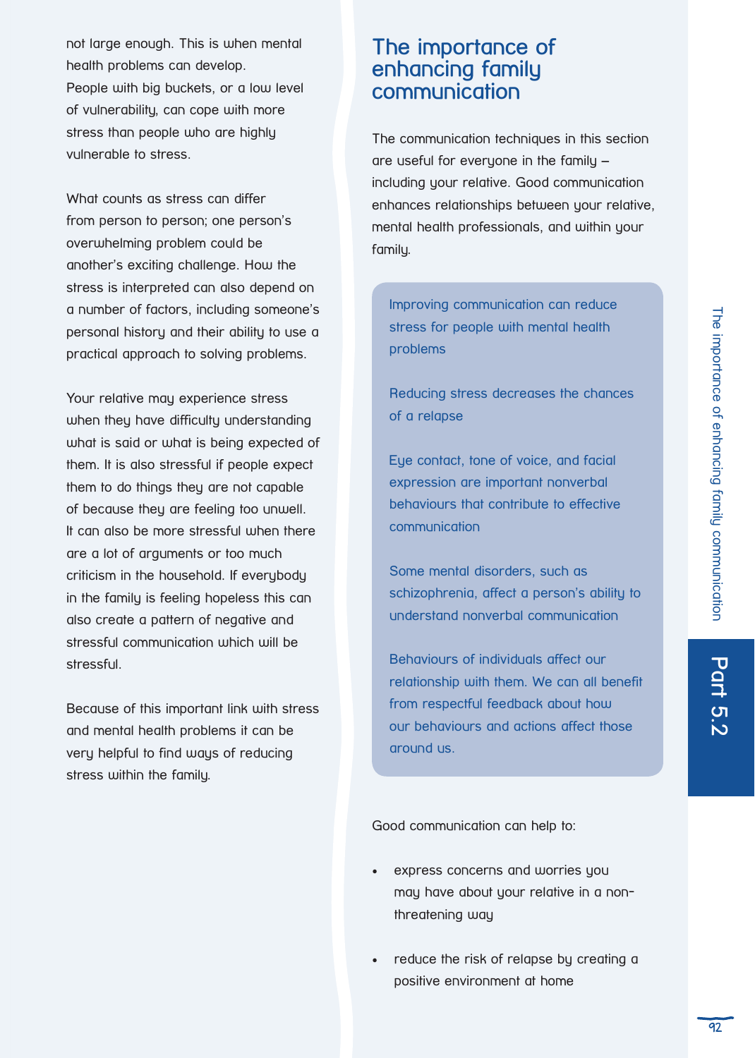not large enough. This is when mental health problems can develop. People with big buckets, or a low level of vulnerability, can cope with more stress than people who are highly vulnerable to stress.

What counts as stress can differ from person to person; one person's overwhelming problem could be another's exciting challenge. How the stress is interpreted can also depend on a number of factors, including someone's personal history and their ability to use a practical approach to solving problems.

Your relative may experience stress when they have difficulty understanding what is said or what is being expected of them. It is also stressful if people expect them to do things they are not capable of because they are feeling too unwell. It can also be more stressful when there are a lot of arguments or too much criticism in the household. If everybody in the family is feeling hopeless this can also create a pattern of negative and stressful communication which will be stressful.

Because of this important link with stress and mental health problems it can be very helpful to find ways of reducing stress within the family.

## The importance of enhancing family communication

The communication techniques in this section are useful for everyone in the family – including your relative. Good communication enhances relationships between your relative, mental health professionals, and within your family.

> Improving communication can reduce stress for people with mental health problems
>
> Reducing stress decreases the chances of a relapse
>
> Eye contact, tone of voice, and facial expression are important nonverbal behaviours that contribute to effective communication
>
> Some mental disorders, such as schizophrenia, affect a person's ability to understand nonverbal communication
>
> Behaviours of individuals affect our relationship with them. We can all benefit from respectful feedback about how our behaviours and actions affect those around us.

Good communication can help to:

- express concerns and worries you may have about your relative in a non-threatening way
- reduce the risk of relapse by creating a positive environment at home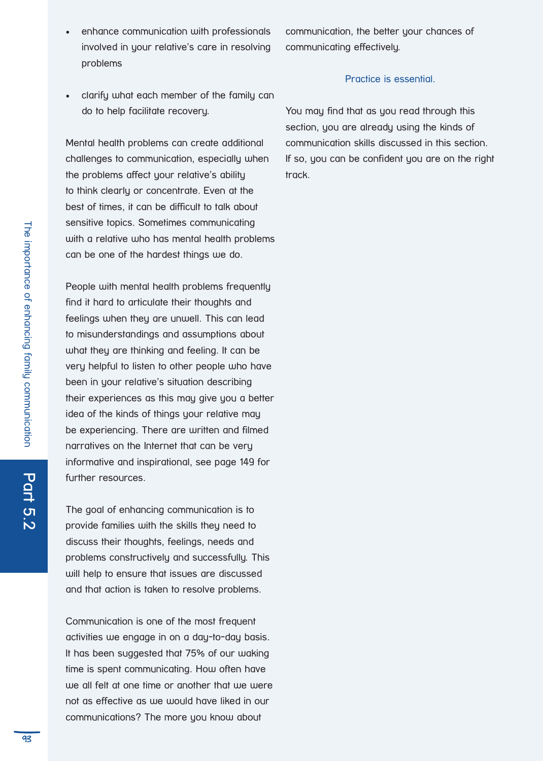- enhance communication with professionals involved in your relative's care in resolving problems
- clarify what each member of the family can do to help facilitate recovery.

Mental health problems can create additional challenges to communication, especially when the problems affect your relative's ability to think clearly or concentrate. Even at the best of times, it can be difficult to talk about sensitive topics. Sometimes communicating with a relative who has mental health problems can be one of the hardest things we do.

People with mental health problems frequently find it hard to articulate their thoughts and feelings when they are unwell. This can lead to misunderstandings and assumptions about what they are thinking and feeling. It can be very helpful to listen to other people who have been in your relative's situation describing their experiences as this may give you a better idea of the kinds of things your relative may be experiencing. There are written and filmed narratives on the Internet that can be very informative and inspirational, see page 149 for further resources.

The goal of enhancing communication is to provide families with the skills they need to discuss their thoughts, feelings, needs and problems constructively and successfully. This will help to ensure that issues are discussed and that action is taken to resolve problems.

Communication is one of the most frequent activities we engage in on a day-to-day basis. It has been suggested that 75% of our waking time is spent communicating. How often have we all felt at one time or another that we were not as effective as we would have liked in our communications? The more you know about communication, the better your chances of communicating effectively.

Practice is essential.

You may find that as you read through this section, you are already using the kinds of communication skills discussed in this section. If so, you can be confident you are on the right track.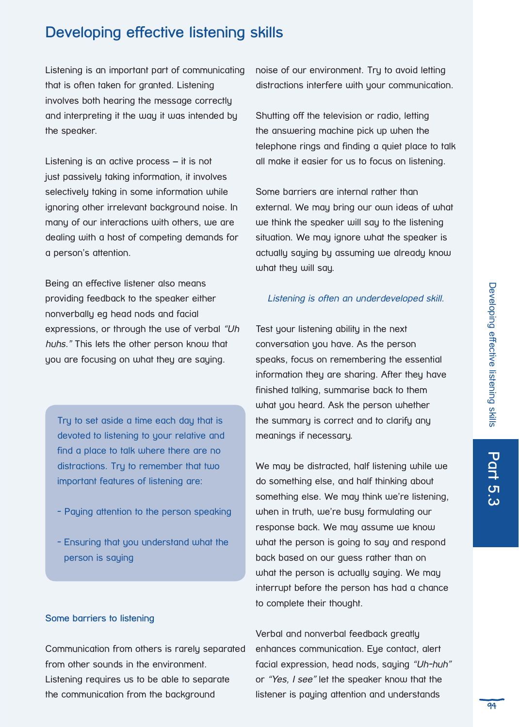## Developing effective listening skills

Listening is an important part of communicating that is often taken for granted. Listening involves both hearing the message correctly and interpreting it the way it was intended by the speaker.

Listening is an active process – it is not just passively taking information, it involves selectively taking in some information while ignoring other irrelevant background noise. In many of our interactions with others, we are dealing with a host of competing demands for a person's attention.

Being an effective listener also means providing feedback to the speaker either nonverbally eg head nods and facial expressions, or through the use of verbal *"Uh huhs."* This lets the other person know that you are focusing on what they are saying.

> Try to set aside a time each day that is devoted to listening to your relative and find a place to talk where there are no distractions. Try to remember that two important features of listening are:
>
> - Paying attention to the person speaking
> - Ensuring that you understand what the person is saying

### Some barriers to listening

Communication from others is rarely separated from other sounds in the environment. Listening requires us to be able to separate the communication from the background noise of our environment. Try to avoid letting distractions interfere with your communication.

Shutting off the television or radio, letting the answering machine pick up when the telephone rings and finding a quiet place to talk all make it easier for us to focus on listening.

Some barriers are internal rather than external. We may bring our own ideas of what we think the speaker will say to the listening situation. We may ignore what the speaker is actually saying by assuming we already know what they will say.

*Listening is often an underdeveloped skill.*

Test your listening ability in the next conversation you have. As the person speaks, focus on remembering the essential information they are sharing. After they have finished talking, summarise back to them what you heard. Ask the person whether the summary is correct and to clarify any meanings if necessary.

We may be distracted, half listening while we do something else, and half thinking about something else. We may think we're listening, when in truth, we're busy formulating our response back. We may assume we know what the person is going to say and respond back based on our guess rather than on what the person is actually saying. We may interrupt before the person has had a chance to complete their thought.

Verbal and nonverbal feedback greatly enhances communication. Eye contact, alert facial expression, head nods, saying *"Uh-huh"* or *"Yes, I see"* let the speaker know that the listener is paying attention and understands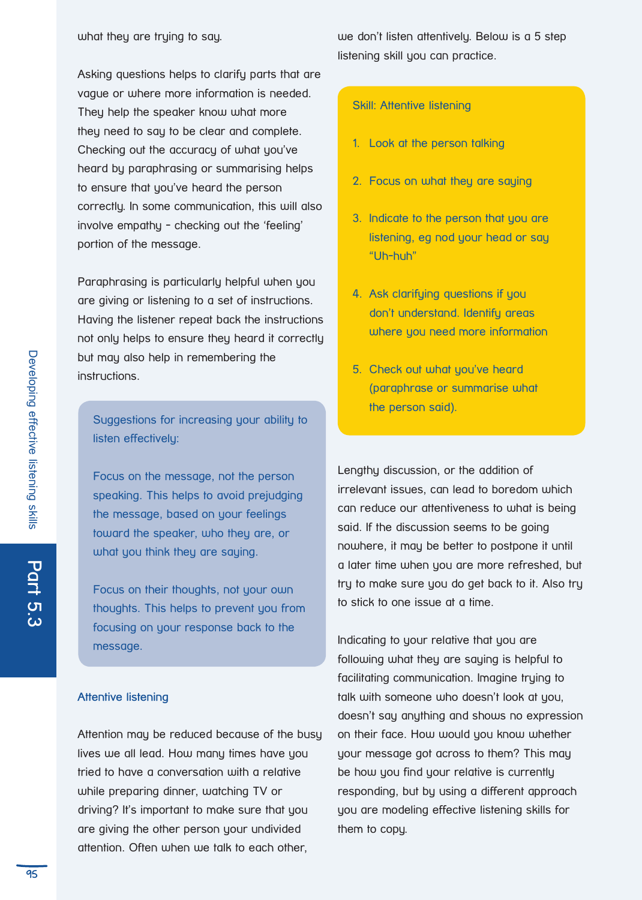what they are trying to say.

Asking questions helps to clarify parts that are vague or where more information is needed. They help the speaker know what more they need to say to be clear and complete. Checking out the accuracy of what you've heard by paraphrasing or summarising helps to ensure that you've heard the person correctly. In some communication, this will also involve empathy - checking out the 'feeling' portion of the message.

Paraphrasing is particularly helpful when you are giving or listening to a set of instructions. Having the listener repeat back the instructions not only helps to ensure they heard it correctly but may also help in remembering the instructions.

> Suggestions for increasing your ability to listen effectively:
>
> Focus on the message, not the person speaking. This helps to avoid prejudging the message, based on your feelings toward the speaker, who they are, or what you think they are saying.
>
> Focus on their thoughts, not your own thoughts. This helps to prevent you from focusing on your response back to the message.

### Attentive listening

Attention may be reduced because of the busy lives we all lead. How many times have you tried to have a conversation with a relative while preparing dinner, watching TV or driving? It's important to make sure that you are giving the other person your undivided attention. Often when we talk to each other, we don't listen attentively. Below is a 5 step listening skill you can practice.

> Skill: Attentive listening
>
> 1. Look at the person talking
> 2. Focus on what they are saying
> 3. Indicate to the person that you are listening, eg nod your head or say "Uh-huh"
> 4. Ask clarifying questions if you don't understand. Identify areas where you need more information
> 5. Check out what you've heard (paraphrase or summarise what the person said).

Lengthy discussion, or the addition of irrelevant issues, can lead to boredom which can reduce our attentiveness to what is being said. If the discussion seems to be going nowhere, it may be better to postpone it until a later time when you are more refreshed, but try to make sure you do get back to it. Also try to stick to one issue at a time.

Indicating to your relative that you are following what they are saying is helpful to facilitating communication. Imagine trying to talk with someone who doesn't look at you, doesn't say anything and shows no expression on their face. How would you know whether your message got across to them? This may be how you find your relative is currently responding, but by using a different approach you are modeling effective listening skills for them to copy.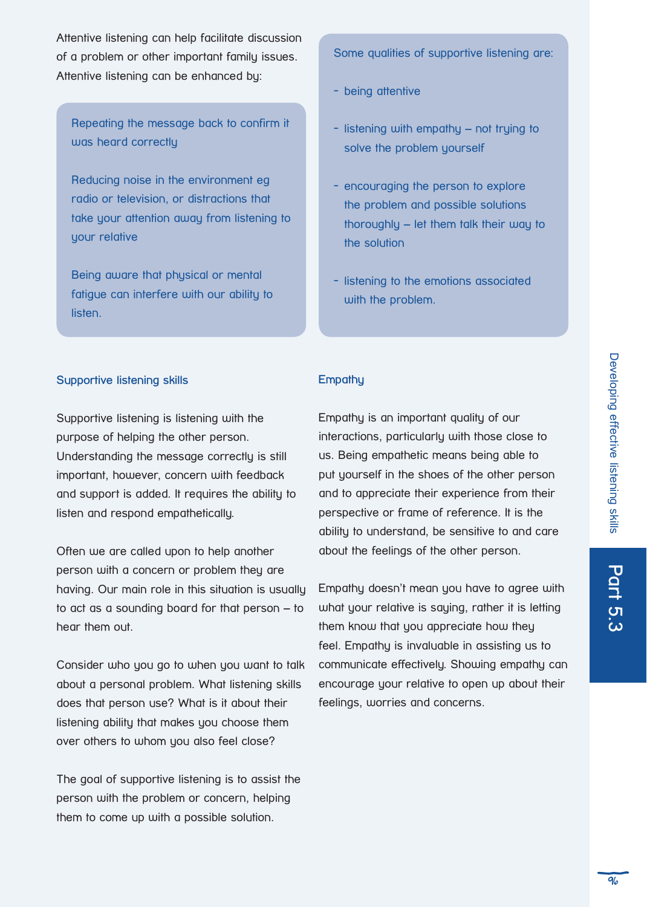Attentive listening can help facilitate discussion of a problem or other important family issues. Attentive listening can be enhanced by:

Repeating the message back to confirm it was heard correctly

Reducing noise in the environment eg radio or television, or distractions that take your attention away from listening to your relative

Being aware that physical or mental fatigue can interfere with our ability to listen.

Some qualities of supportive listening are:

- being attentive
- listening with empathy – not trying to solve the problem yourself
- encouraging the person to explore the problem and possible solutions thoroughly – let them talk their way to the solution
- listening to the emotions associated with the problem.

## Supportive listening skills

Supportive listening is listening with the purpose of helping the other person. Understanding the message correctly is still important, however, concern with feedback and support is added. It requires the ability to listen and respond empathetically.

Often we are called upon to help another person with a concern or problem they are having. Our main role in this situation is usually to act as a sounding board for that person – to hear them out.

Consider who you go to when you want to talk about a personal problem. What listening skills does that person use? What is it about their listening ability that makes you choose them over others to whom you also feel close?

The goal of supportive listening is to assist the person with the problem or concern, helping them to come up with a possible solution.

## Empathy

Empathy is an important quality of our interactions, particularly with those close to us. Being empathetic means being able to put yourself in the shoes of the other person and to appreciate their experience from their perspective or frame of reference. It is the ability to understand, be sensitive to and care about the feelings of the other person.

Empathy doesn't mean you have to agree with what your relative is saying, rather it is letting them know that you appreciate how they feel. Empathy is invaluable in assisting us to communicate effectively. Showing empathy can encourage your relative to open up about their feelings, worries and concerns.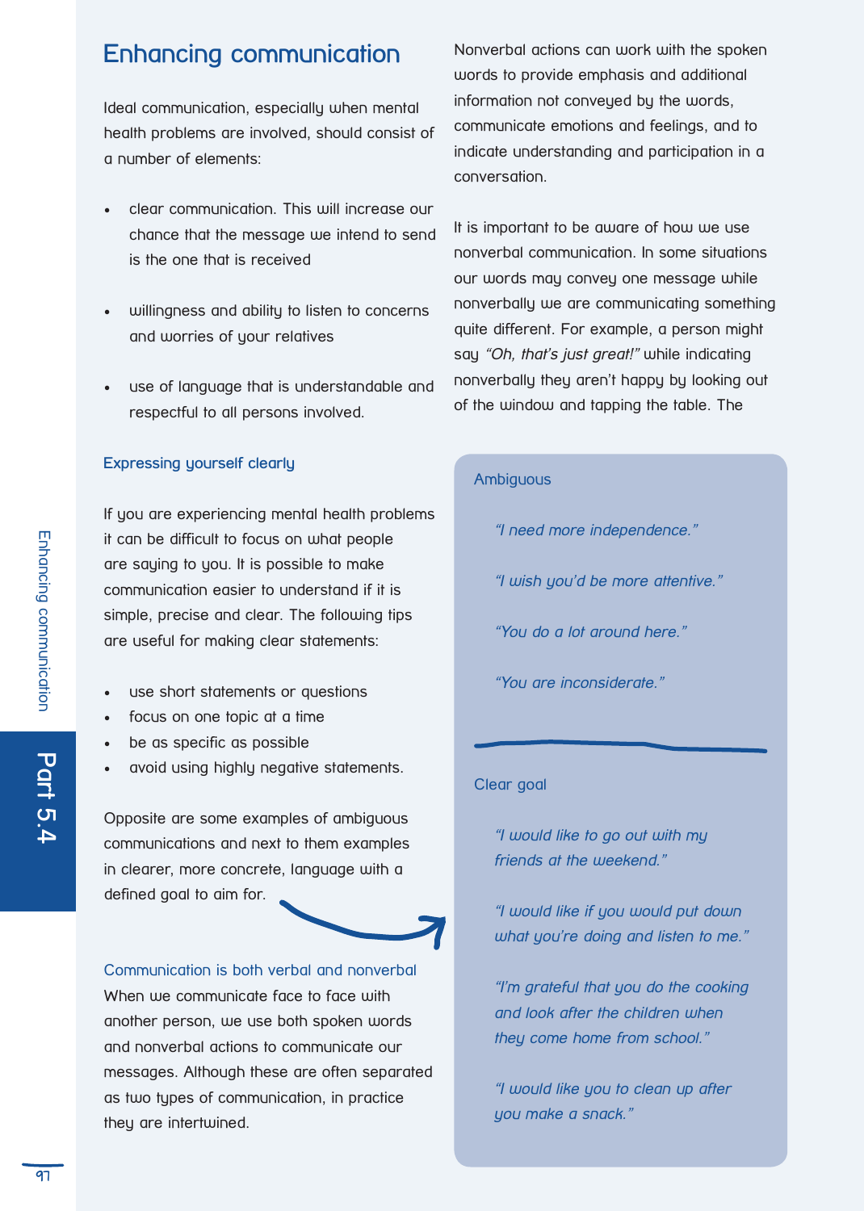# Enhancing communication

Ideal communication, especially when mental health problems are involved, should consist of a number of elements:

- clear communication. This will increase our chance that the message we intend to send is the one that is received
- willingness and ability to listen to concerns and worries of your relatives
- use of language that is understandable and respectful to all persons involved.

## Expressing yourself clearly

If you are experiencing mental health problems it can be difficult to focus on what people are saying to you. It is possible to make communication easier to understand if it is simple, precise and clear. The following tips are useful for making clear statements:

- use short statements or questions
- focus on one topic at a time
- be as specific as possible
- avoid using highly negative statements.

Opposite are some examples of ambiguous communications and next to them examples in clearer, more concrete, language with a defined goal to aim for.

## Communication is both verbal and nonverbal

When we communicate face to face with another person, we use both spoken words and nonverbal actions to communicate our messages. Although these are often separated as two types of communication, in practice they are intertwined.

Nonverbal actions can work with the spoken words to provide emphasis and additional information not conveyed by the words, communicate emotions and feelings, and to indicate understanding and participation in a conversation.

It is important to be aware of how we use nonverbal communication. In some situations our words may convey one message while nonverbally we are communicating something quite different. For example, a person might say *"Oh, that's just great!"* while indicating nonverbally they aren't happy by looking out of the window and tapping the table. The

**Ambiguous**

*"I need more independence."*

*"I wish you'd be more attentive."*

*"You do a lot around here."*

*"You are inconsiderate."*

**Clear goal**

*"I would like to go out with my friends at the weekend."*

*"I would like if you would put down what you're doing and listen to me."*

*"I'm grateful that you do the cooking and look after the children when they come home from school."*

*"I would like you to clean up after you make a snack."*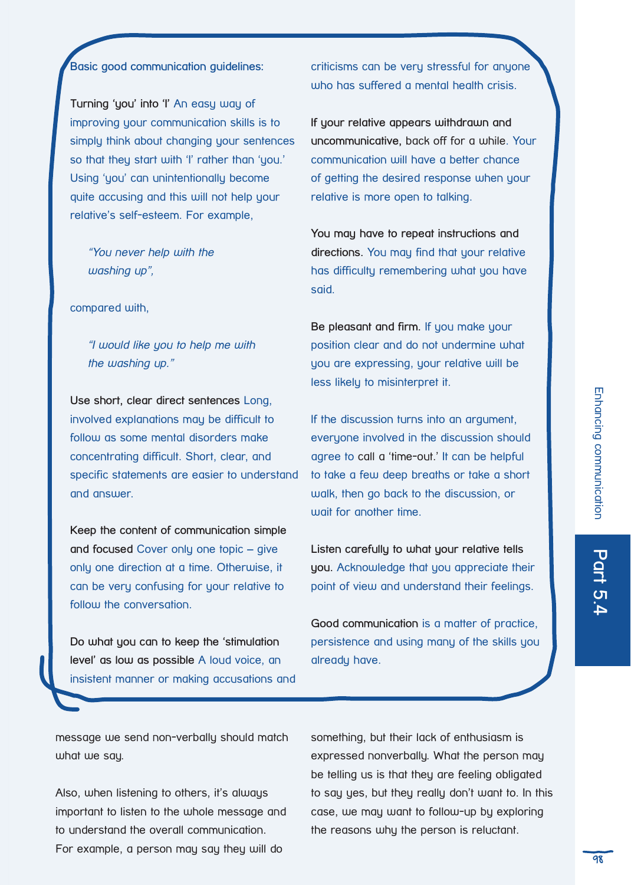**Basic good communication guidelines:**

**Turning 'you' into 'I'** An easy way of improving your communication skills is to simply think about changing your sentences so that they start with 'I' rather than 'you.' Using 'you' can unintentionally become quite accusing and this will not help your relative's self-esteem. For example,

> *"You never help with the washing up",*

compared with,

> *"I would like you to help me with the washing up."*

**Use short, clear direct sentences** Long, involved explanations may be difficult to follow as some mental disorders make concentrating difficult. Short, clear, and specific statements are easier to understand and answer.

**Keep the content of communication simple and focused** Cover only one topic – give only one direction at a time. Otherwise, it can be very confusing for your relative to follow the conversation.

**Do what you can to keep the 'stimulation level' as low as possible** A loud voice, an insistent manner or making accusations and criticisms can be very stressful for anyone who has suffered a mental health crisis.

**If your relative appears withdrawn and uncommunicative,** back off for a while. Your communication will have a better chance of getting the desired response when your relative is more open to talking.

**You may have to repeat instructions and directions.** You may find that your relative has difficulty remembering what you have said.

**Be pleasant and firm.** If you make your position clear and do not undermine what you are expressing, your relative will be less likely to misinterpret it.

If the discussion turns into an argument, everyone involved in the discussion should agree to call a 'time-out.' It can be helpful to take a few deep breaths or take a short walk, then go back to the discussion, or wait for another time.

**Listen carefully to what your relative tells you.** Acknowledge that you appreciate their point of view and understand their feelings.

**Good communication** is a matter of practice, persistence and using many of the skills you already have.

message we send non-verbally should match what we say.

Also, when listening to others, it's always important to listen to the whole message and to understand the overall communication. For example, a person may say they will do something, but their lack of enthusiasm is expressed nonverbally. What the person may be telling us is that they are feeling obligated to say yes, but they really don't want to. In this case, we may want to follow-up by exploring the reasons why the person is reluctant.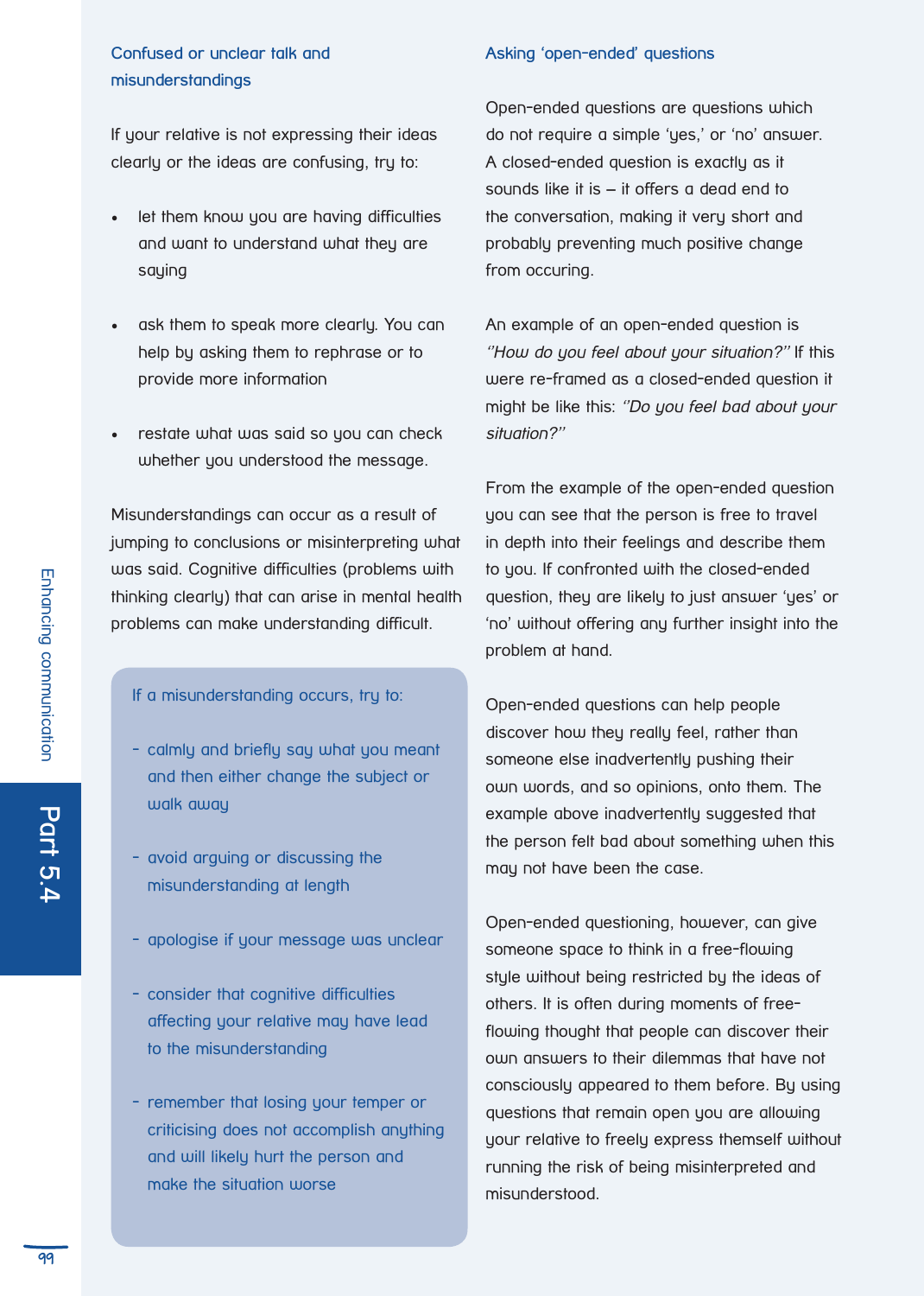## Confused or unclear talk and misunderstandings

If your relative is not expressing their ideas clearly or the ideas are confusing, try to:

- let them know you are having difficulties and want to understand what they are saying
- ask them to speak more clearly. You can help by asking them to rephrase or to provide more information
- restate what was said so you can check whether you understood the message.

Misunderstandings can occur as a result of jumping to conclusions or misinterpreting what was said. Cognitive difficulties (problems with thinking clearly) that can arise in mental health problems can make understanding difficult.

> If a misunderstanding occurs, try to:
>
> - calmly and briefly say what you meant and then either change the subject or walk away
> - avoid arguing or discussing the misunderstanding at length
> - apologise if your message was unclear
> - consider that cognitive difficulties affecting your relative may have lead to the misunderstanding
> - remember that losing your temper or criticising does not accomplish anything and will likely hurt the person and make the situation worse

## Asking 'open-ended' questions

Open-ended questions are questions which do not require a simple 'yes,' or 'no' answer. A closed-ended question is exactly as it sounds like it is – it offers a dead end to the conversation, making it very short and probably preventing much positive change from occuring.

An example of an open-ended question is *"How do you feel about your situation?"* If this were re-framed as a closed-ended question it might be like this: *"Do you feel bad about your situation?"*

From the example of the open-ended question you can see that the person is free to travel in depth into their feelings and describe them to you. If confronted with the closed-ended question, they are likely to just answer 'yes' or 'no' without offering any further insight into the problem at hand.

Open-ended questions can help people discover how they really feel, rather than someone else inadvertently pushing their own words, and so opinions, onto them. The example above inadvertently suggested that the person felt bad about something when this may not have been the case.

Open-ended questioning, however, can give someone space to think in a free-flowing style without being restricted by the ideas of others. It is often during moments of free-flowing thought that people can discover their own answers to their dilemmas that have not consciously appeared to them before. By using questions that remain open you are allowing your relative to freely express themself without running the risk of being misinterpreted and misunderstood.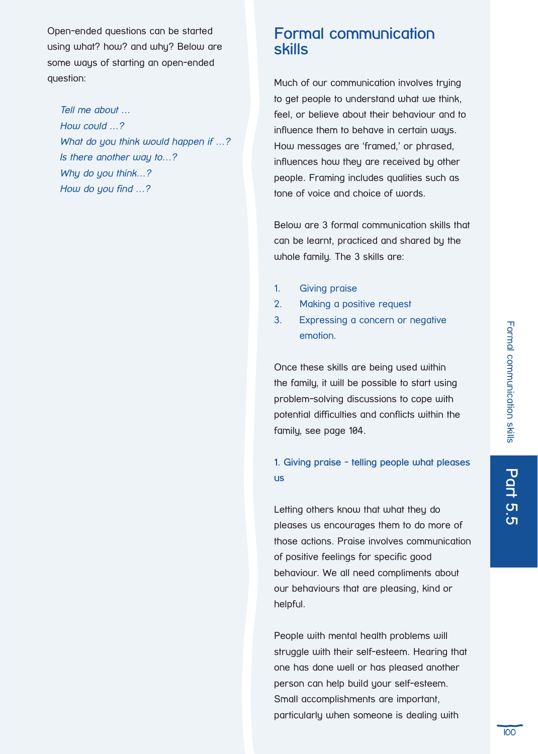Open-ended questions can be started using what? how? and why? Below are some ways of starting an open-ended question:

*Tell me about …*
*How could …?*
*What do you think would happen if …?*
*Is there another way to…?*
*Why do you think…?*
*How do you find …?*

## Formal communication skills

Much of our communication involves trying to get people to understand what we think, feel, or believe about their behaviour and to influence them to behave in certain ways. How messages are 'framed,' or phrased, influences how they are received by other people. Framing includes qualities such as tone of voice and choice of words.

Below are 3 formal communication skills that can be learnt, practiced and shared by the whole family. The 3 skills are:

1. Giving praise
2. Making a positive request
3. Expressing a concern or negative emotion.

Once these skills are being used within the family, it will be possible to start using problem-solving discussions to cope with potential difficulties and conflicts within the family, see page 104.

### 1. Giving praise - telling people what pleases us

Letting others know that what they do pleases us encourages them to do more of those actions. Praise involves communication of positive feelings for specific good behaviour. We all need compliments about our behaviours that are pleasing, kind or helpful.

People with mental health problems will struggle with their self-esteem. Hearing that one has done well or has pleased another person can help build your self-esteem. Small accomplishments are important, particularly when someone is dealing with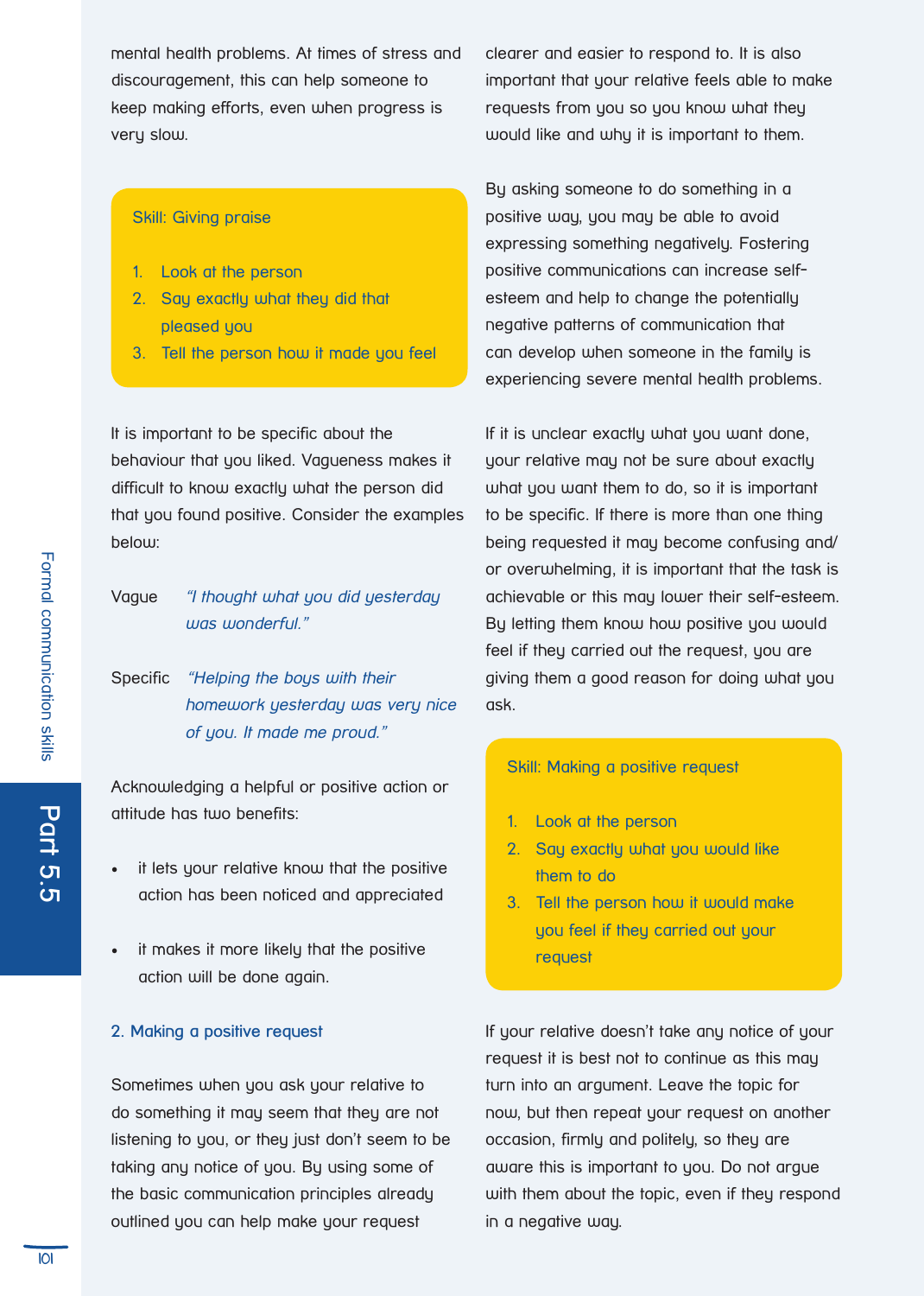mental health problems. At times of stress and discouragement, this can help someone to keep making efforts, even when progress is very slow.

> Skill: Giving praise
>
> 1. Look at the person
> 2. Say exactly what they did that pleased you
> 3. Tell the person how it made you feel

It is important to be specific about the behaviour that you liked. Vagueness makes it difficult to know exactly what the person did that you found positive. Consider the examples below:

Vague *"I thought what you did yesterday was wonderful."*

Specific *"Helping the boys with their homework yesterday was very nice of you. It made me proud."*

Acknowledging a helpful or positive action or attitude has two benefits:

- it lets your relative know that the positive action has been noticed and appreciated
- it makes it more likely that the positive action will be done again.

### 2. Making a positive request

Sometimes when you ask your relative to do something it may seem that they are not listening to you, or they just don't seem to be taking any notice of you. By using some of the basic communication principles already outlined you can help make your request clearer and easier to respond to. It is also important that your relative feels able to make requests from you so you know what they would like and why it is important to them.

By asking someone to do something in a positive way, you may be able to avoid expressing something negatively. Fostering positive communications can increase self-esteem and help to change the potentially negative patterns of communication that can develop when someone in the family is experiencing severe mental health problems.

If it is unclear exactly what you want done, your relative may not be sure about exactly what you want them to do, so it is important to be specific. If there is more than one thing being requested it may become confusing and/or overwhelming, it is important that the task is achievable or this may lower their self-esteem. By letting them know how positive you would feel if they carried out the request, you are giving them a good reason for doing what you ask.

> Skill: Making a positive request
>
> 1. Look at the person
> 2. Say exactly what you would like them to do
> 3. Tell the person how it would make you feel if they carried out your request

If your relative doesn't take any notice of your request it is best not to continue as this may turn into an argument. Leave the topic for now, but then repeat your request on another occasion, firmly and politely, so they are aware this is important to you. Do not argue with them about the topic, even if they respond in a negative way.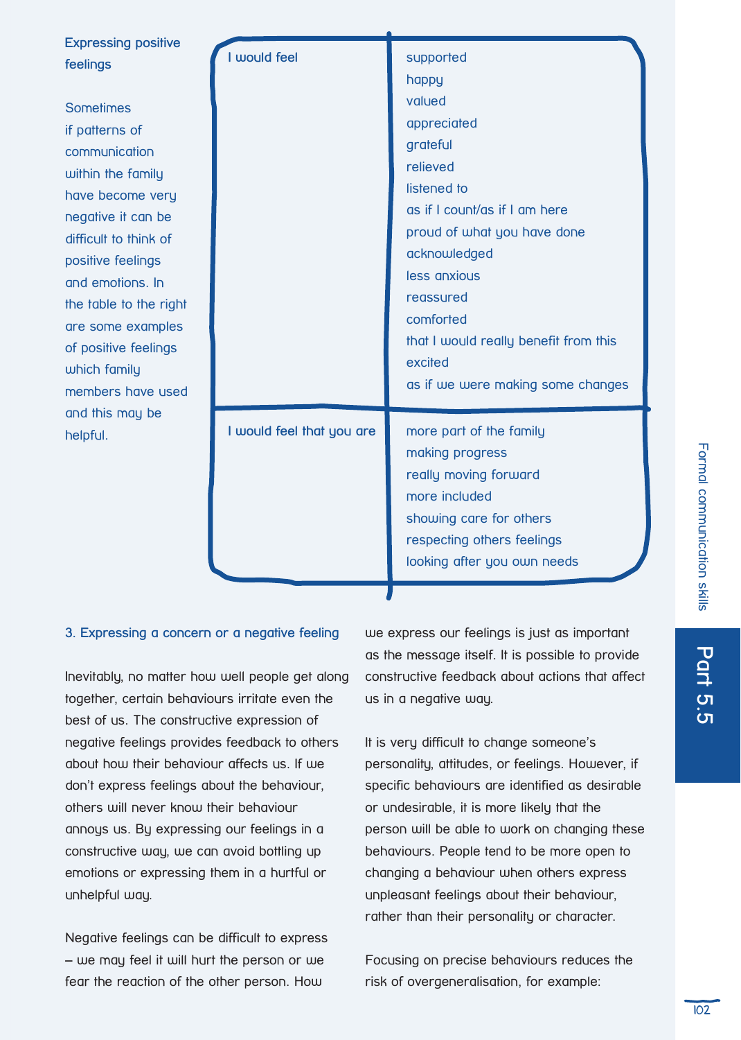## Expressing positive feelings

Sometimes if patterns of communication within the family have become very negative it can be difficult to think of positive feelings and emotions. In the table to the right are some examples of positive feelings which family members have used and this may be helpful.

| | |
|---|---|
| I would feel | supported<br>happy<br>valued<br>appreciated<br>grateful<br>relieved<br>listened to<br>as if I count/as if I am here<br>proud of what you have done<br>acknowledged<br>less anxious<br>reassured<br>comforted<br>that I would really benefit from this<br>excited<br>as if we were making some changes |
| I would feel that you are | more part of the family<br>making progress<br>really moving forward<br>more included<br>showing care for others<br>respecting others feelings<br>looking after you own needs |

### 3. Expressing a concern or a negative feeling

Inevitably, no matter how well people get along together, certain behaviours irritate even the best of us. The constructive expression of negative feelings provides feedback to others about how their behaviour affects us. If we don't express feelings about the behaviour, others will never know their behaviour annoys us. By expressing our feelings in a constructive way, we can avoid bottling up emotions or expressing them in a hurtful or unhelpful way.

Negative feelings can be difficult to express – we may feel it will hurt the person or we fear the reaction of the other person. How we express our feelings is just as important as the message itself. It is possible to provide constructive feedback about actions that affect us in a negative way.

It is very difficult to change someone's personality, attitudes, or feelings. However, if specific behaviours are identified as desirable or undesirable, it is more likely that the person will be able to work on changing these behaviours. People tend to be more open to changing a behaviour when others express unpleasant feelings about their behaviour, rather than their personality or character.

Focusing on precise behaviours reduces the risk of overgeneralisation, for example: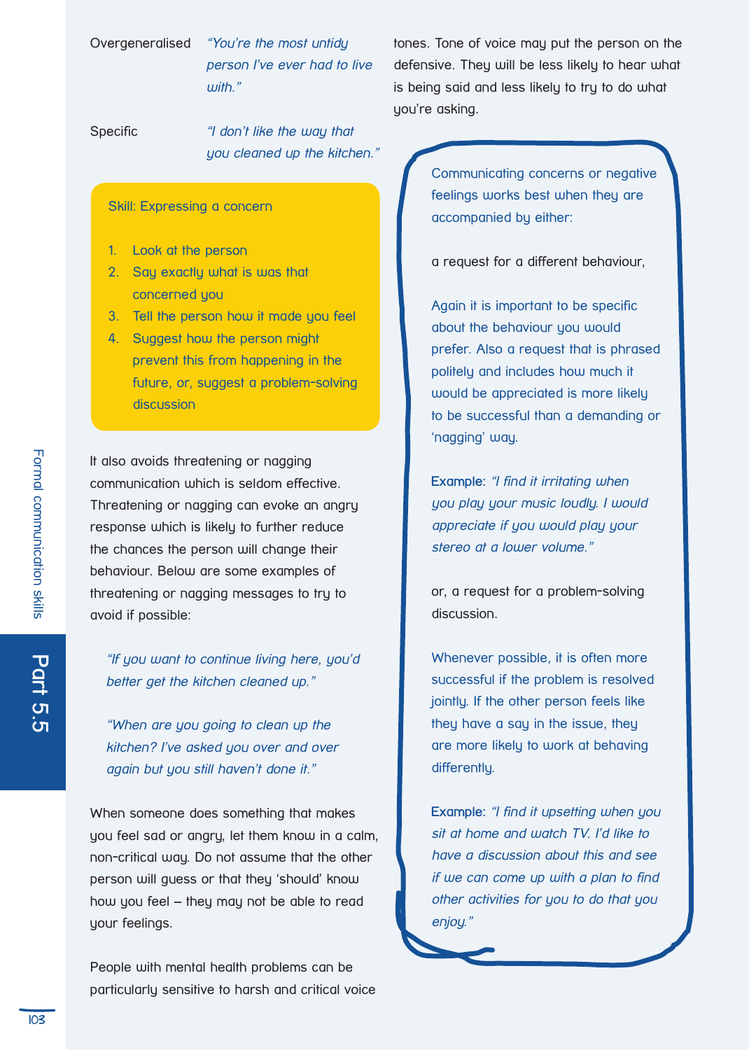Overgeneralised *"You're the most untidy person I've ever had to live with."*

Specific *"I don't like the way that you cleaned up the kitchen."*

**Skill: Expressing a concern**

1. Look at the person
2. Say exactly what is was that concerned you
3. Tell the person how it made you feel
4. Suggest how the person might prevent this from happening in the future, or, suggest a problem-solving discussion

It also avoids threatening or nagging communication which is seldom effective. Threatening or nagging can evoke an angry response which is likely to further reduce the chances the person will change their behaviour. Below are some examples of threatening or nagging messages to try to avoid if possible:

*"If you want to continue living here, you'd better get the kitchen cleaned up."*

*"When are you going to clean up the kitchen? I've asked you over and over again but you still haven't done it."*

When someone does something that makes you feel sad or angry, let them know in a calm, non-critical way. Do not assume that the other person will guess or that they 'should' know how you feel – they may not be able to read your feelings.

People with mental health problems can be particularly sensitive to harsh and critical voice tones. Tone of voice may put the person on the defensive. They will be less likely to hear what is being said and less likely to try to do what you're asking.

Communicating concerns or negative feelings works best when they are accompanied by either:

a request for a different behaviour,

Again it is important to be specific about the behaviour you would prefer. Also a request that is phrased politely and includes how much it would be appreciated is more likely to be successful than a demanding or 'nagging' way.

**Example:** *"I find it irritating when you play your music loudly. I would appreciate if you would play your stereo at a lower volume."*

or, a request for a problem-solving discussion.

Whenever possible, it is often more successful if the problem is resolved jointly. If the other person feels like they have a say in the issue, they are more likely to work at behaving differently.

**Example:** *"I find it upsetting when you sit at home and watch TV. I'd like to have a discussion about this and see if we can come up with a plan to find other activities for you to do that you enjoy."*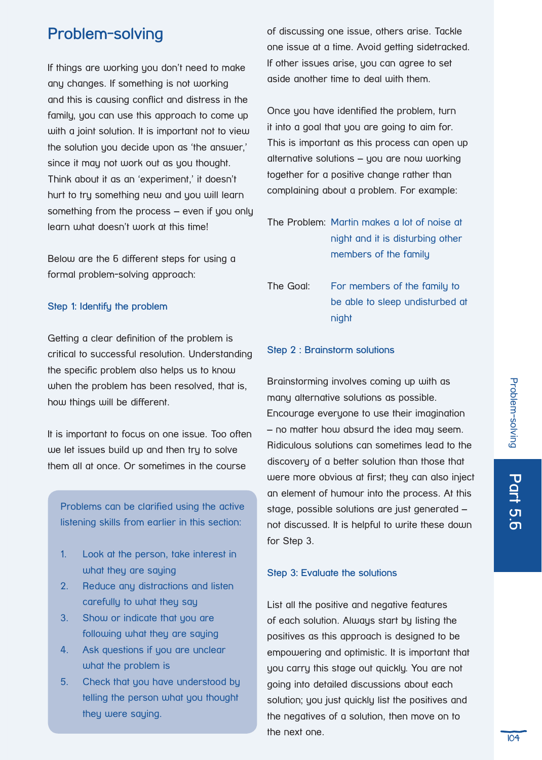## Problem-solving

If things are working you don't need to make any changes. If something is not working and this is causing conflict and distress in the family, you can use this approach to come up with a joint solution. It is important not to view the solution you decide upon as 'the answer,' since it may not work out as you thought. Think about it as an 'experiment,' it doesn't hurt to try something new and you will learn something from the process – even if you only learn what doesn't work at this time!

Below are the 6 different steps for using a formal problem-solving approach:

### Step 1: Identify the problem

Getting a clear definition of the problem is critical to successful resolution. Understanding the specific problem also helps us to know when the problem has been resolved, that is, how things will be different.

It is important to focus on one issue. Too often we let issues build up and then try to solve them all at once. Or sometimes in the course of discussing one issue, others arise. Tackle one issue at a time. Avoid getting sidetracked. If other issues arise, you can agree to set aside another time to deal with them.

> Problems can be clarified using the active listening skills from earlier in this section:
>
> 1. Look at the person, take interest in what they are saying
> 2. Reduce any distractions and listen carefully to what they say
> 3. Show or indicate that you are following what they are saying
> 4. Ask questions if you are unclear what the problem is
> 5. Check that you have understood by telling the person what you thought they were saying.

Once you have identified the problem, turn it into a goal that you are going to aim for. This is important as this process can open up alternative solutions – you are now working together for a positive change rather than complaining about a problem. For example:

The Problem: Martin makes a lot of noise at night and it is disturbing other members of the family

The Goal: For members of the family to be able to sleep undisturbed at night

### Step 2 : Brainstorm solutions

Brainstorming involves coming up with as many alternative solutions as possible. Encourage everyone to use their imagination – no matter how absurd the idea may seem. Ridiculous solutions can sometimes lead to the discovery of a better solution than those that were more obvious at first; they can also inject an element of humour into the process. At this stage, possible solutions are just generated – not discussed. It is helpful to write these down for Step 3.

### Step 3: Evaluate the solutions

List all the positive and negative features of each solution. Always start by listing the positives as this approach is designed to be empowering and optimistic. It is important that you carry this stage out quickly. You are not going into detailed discussions about each solution; you just quickly list the positives and the negatives of a solution, then move on to the next one.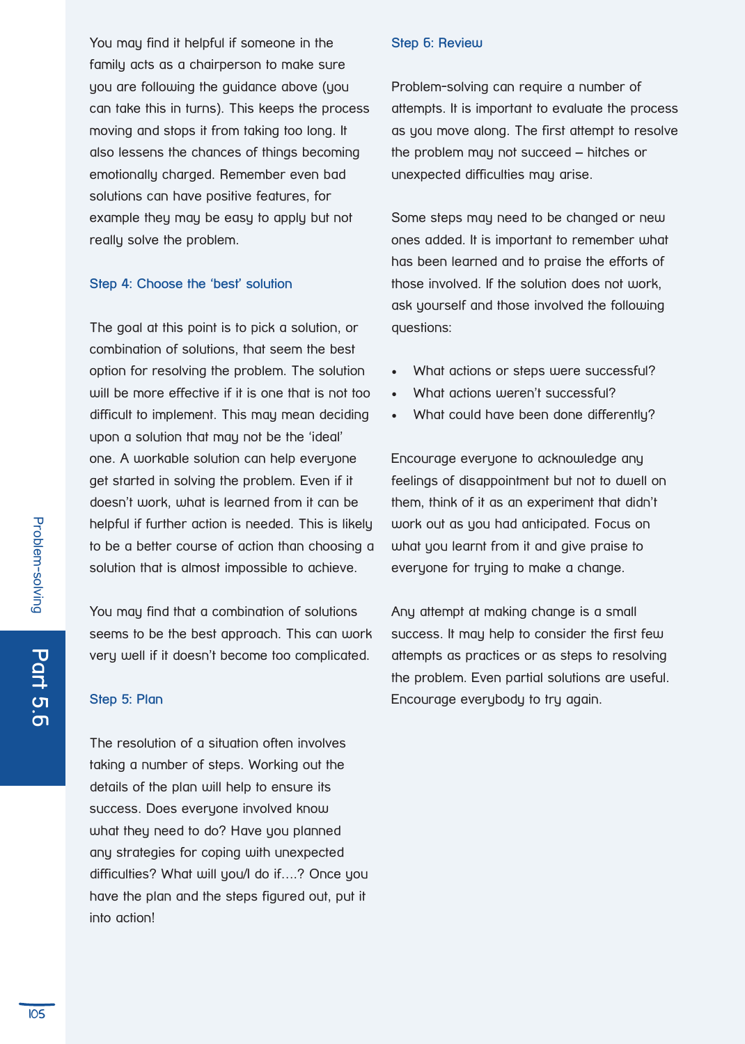You may find it helpful if someone in the family acts as a chairperson to make sure you are following the guidance above (you can take this in turns). This keeps the process moving and stops it from taking too long. It also lessens the chances of things becoming emotionally charged. Remember even bad solutions can have positive features, for example they may be easy to apply but not really solve the problem.

### Step 4: Choose the 'best' solution

The goal at this point is to pick a solution, or combination of solutions, that seem the best option for resolving the problem. The solution will be more effective if it is one that is not too difficult to implement. This may mean deciding upon a solution that may not be the 'ideal' one. A workable solution can help everyone get started in solving the problem. Even if it doesn't work, what is learned from it can be helpful if further action is needed. This is likely to be a better course of action than choosing a solution that is almost impossible to achieve.

You may find that a combination of solutions seems to be the best approach. This can work very well if it doesn't become too complicated.

### Step 5: Plan

The resolution of a situation often involves taking a number of steps. Working out the details of the plan will help to ensure its success. Does everyone involved know what they need to do? Have you planned any strategies for coping with unexpected difficulties? What will you/I do if….? Once you have the plan and the steps figured out, put it into action!

### Step 6: Review

Problem-solving can require a number of attempts. It is important to evaluate the process as you move along. The first attempt to resolve the problem may not succeed – hitches or unexpected difficulties may arise.

Some steps may need to be changed or new ones added. It is important to remember what has been learned and to praise the efforts of those involved. If the solution does not work, ask yourself and those involved the following questions:

- What actions or steps were successful?
- What actions weren't successful?
- What could have been done differently?

Encourage everyone to acknowledge any feelings of disappointment but not to dwell on them, think of it as an experiment that didn't work out as you had anticipated. Focus on what you learnt from it and give praise to everyone for trying to make a change.

Any attempt at making change is a small success. It may help to consider the first few attempts as practices or as steps to resolving the problem. Even partial solutions are useful. Encourage everybody to try again.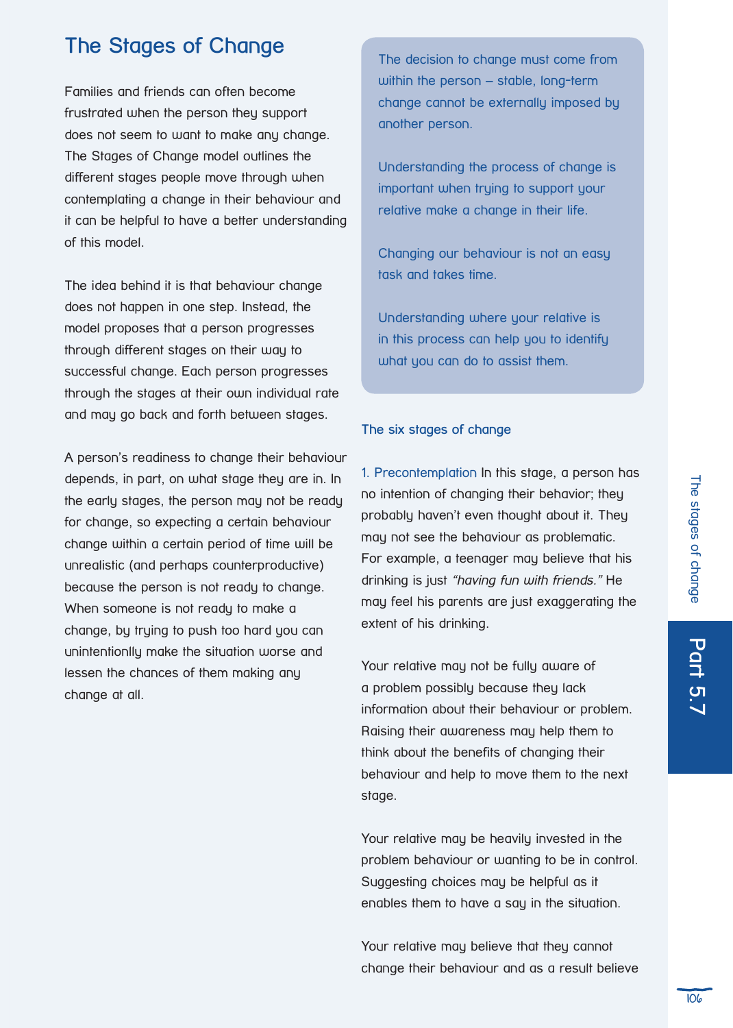# The Stages of Change

Families and friends can often become frustrated when the person they support does not seem to want to make any change. The Stages of Change model outlines the different stages people move through when contemplating a change in their behaviour and it can be helpful to have a better understanding of this model.

The idea behind it is that behaviour change does not happen in one step. Instead, the model proposes that a person progresses through different stages on their way to successful change. Each person progresses through the stages at their own individual rate and may go back and forth between stages.

A person's readiness to change their behaviour depends, in part, on what stage they are in. In the early stages, the person may not be ready for change, so expecting a certain behaviour change within a certain period of time will be unrealistic (and perhaps counterproductive) because the person is not ready to change. When someone is not ready to make a change, by trying to push too hard you can unintentionlly make the situation worse and lessen the chances of them making any change at all.

> The decision to change must come from within the person – stable, long-term change cannot be externally imposed by another person.
>
> Understanding the process of change is important when trying to support your relative make a change in their life.
>
> Changing our behaviour is not an easy task and takes time.
>
> Understanding where your relative is in this process can help you to identify what you can do to assist them.

### The six stages of change

1. Precontemplation In this stage, a person has no intention of changing their behavior; they probably haven't even thought about it. They may not see the behaviour as problematic. For example, a teenager may believe that his drinking is just *"having fun with friends."* He may feel his parents are just exaggerating the extent of his drinking.

Your relative may not be fully aware of a problem possibly because they lack information about their behaviour or problem. Raising their awareness may help them to think about the benefits of changing their behaviour and help to move them to the next stage.

Your relative may be heavily invested in the problem behaviour or wanting to be in control. Suggesting choices may be helpful as it enables them to have a say in the situation.

Your relative may believe that they cannot change their behaviour and as a result believe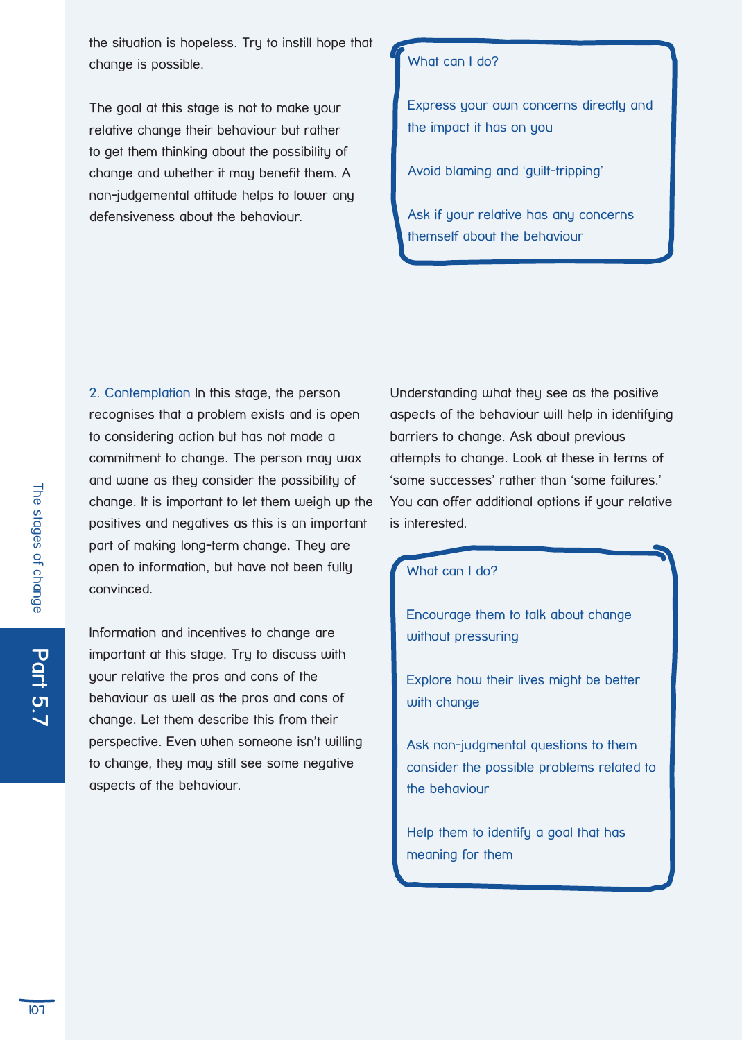the situation is hopeless. Try to instill hope that change is possible.

The goal at this stage is not to make your relative change their behaviour but rather to get them thinking about the possibility of change and whether it may benefit them. A non-judgemental attitude helps to lower any defensiveness about the behaviour.

> What can I do?
>
> Express your own concerns directly and the impact it has on you
>
> Avoid blaming and 'guilt-tripping'
>
> Ask if your relative has any concerns themself about the behaviour

2. Contemplation In this stage, the person recognises that a problem exists and is open to considering action but has not made a commitment to change. The person may wax and wane as they consider the possibility of change. It is important to let them weigh up the positives and negatives as this is an important part of making long-term change. They are open to information, but have not been fully convinced.

Information and incentives to change are important at this stage. Try to discuss with your relative the pros and cons of the behaviour as well as the pros and cons of change. Let them describe this from their perspective. Even when someone isn't willing to change, they may still see some negative aspects of the behaviour.

Understanding what they see as the positive aspects of the behaviour will help in identifying barriers to change. Ask about previous attempts to change. Look at these in terms of 'some successes' rather than 'some failures.' You can offer additional options if your relative is interested.

> What can I do?
>
> Encourage them to talk about change without pressuring
>
> Explore how their lives might be better with change
>
> Ask non-judgmental questions to them consider the possible problems related to the behaviour
>
> Help them to identify a goal that has meaning for them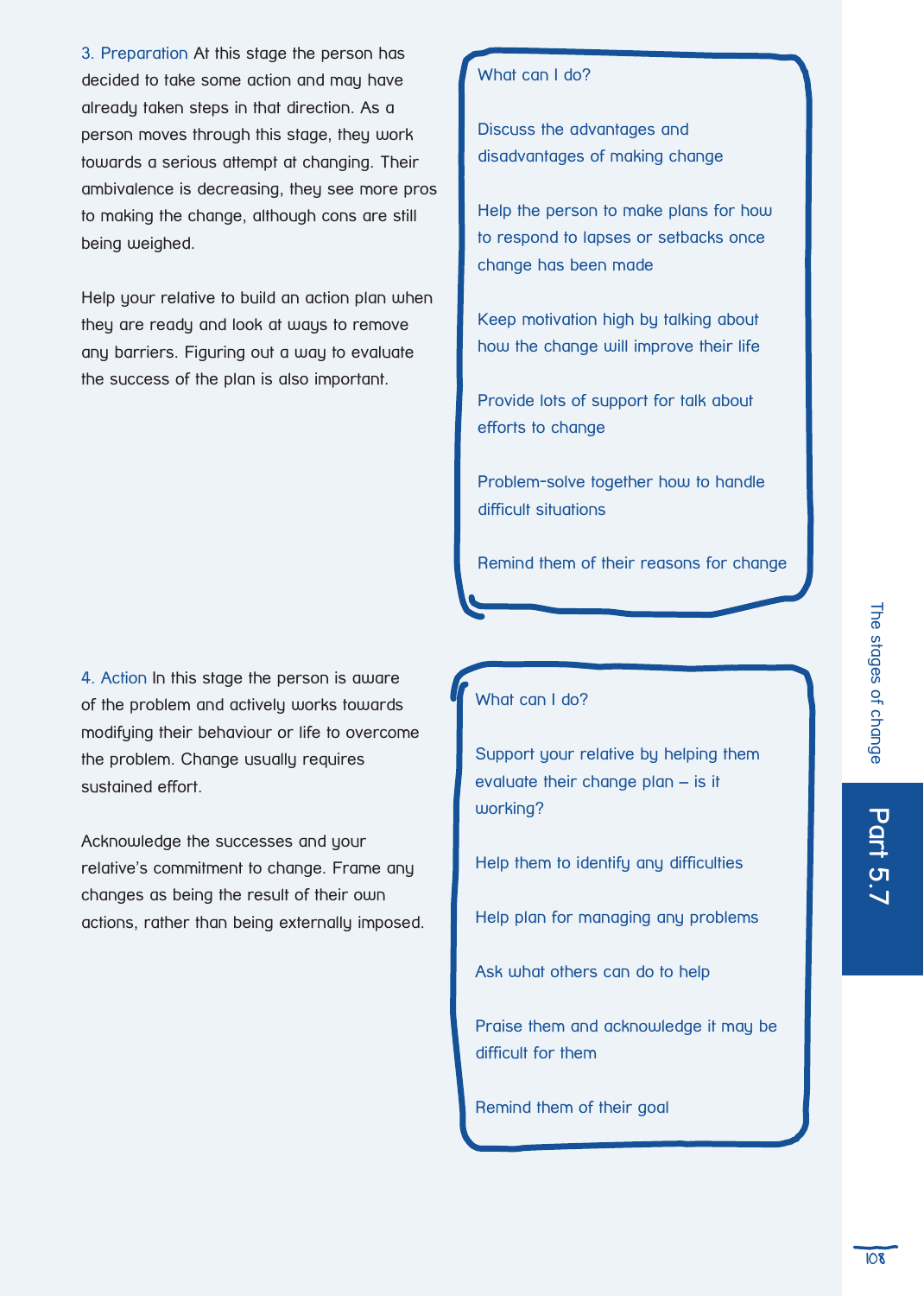**3. Preparation** At this stage the person has decided to take some action and may have already taken steps in that direction. As a person moves through this stage, they work towards a serious attempt at changing. Their ambivalence is decreasing, they see more pros to making the change, although cons are still being weighed.

Help your relative to build an action plan when they are ready and look at ways to remove any barriers. Figuring out a way to evaluate the success of the plan is also important.

What can I do?

- Discuss the advantages and disadvantages of making change
- Help the person to make plans for how to respond to lapses or setbacks once change has been made
- Keep motivation high by talking about how the change will improve their life
- Provide lots of support for talk about efforts to change
- Problem-solve together how to handle difficult situations
- Remind them of their reasons for change

**4. Action** In this stage the person is aware of the problem and actively works towards modifying their behaviour or life to overcome the problem. Change usually requires sustained effort.

Acknowledge the successes and your relative's commitment to change. Frame any changes as being the result of their own actions, rather than being externally imposed.

What can I do?

- Support your relative by helping them evaluate their change plan – is it working?
- Help them to identify any difficulties
- Help plan for managing any problems
- Ask what others can do to help
- Praise them and acknowledge it may be difficult for them
- Remind them of their goal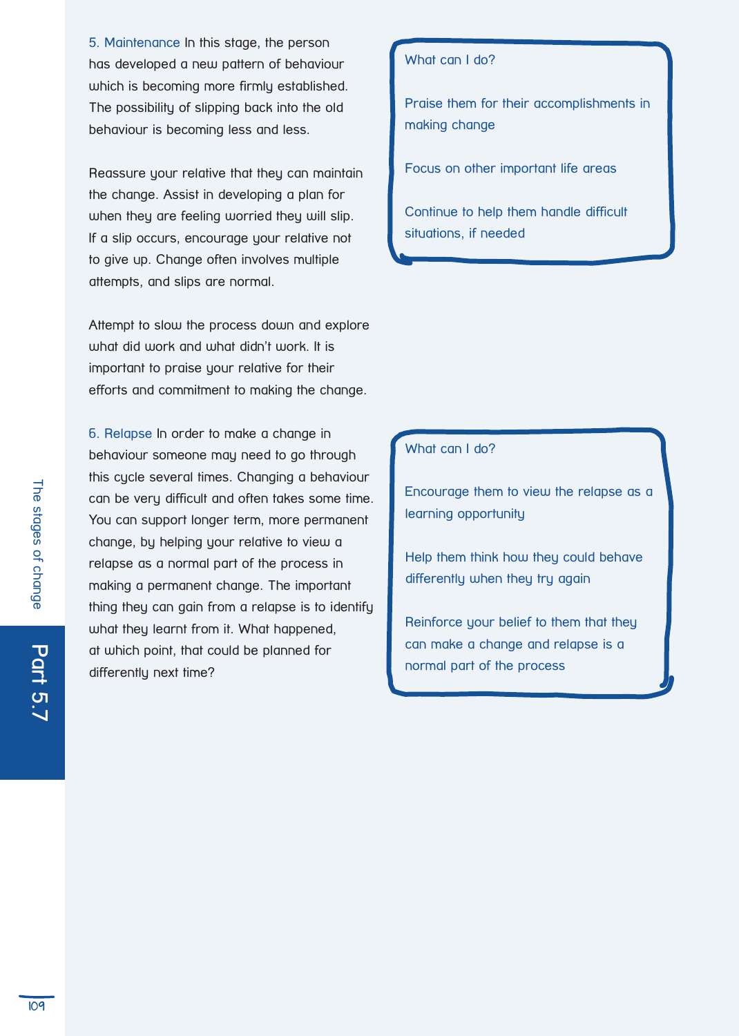**5. Maintenance** In this stage, the person has developed a new pattern of behaviour which is becoming more firmly established. The possibility of slipping back into the old behaviour is becoming less and less.

Reassure your relative that they can maintain the change. Assist in developing a plan for when they are feeling worried they will slip. If a slip occurs, encourage your relative not to give up. Change often involves multiple attempts, and slips are normal.

Attempt to slow the process down and explore what did work and what didn't work. It is important to praise your relative for their efforts and commitment to making the change.

> **What can I do?**
>
> Praise them for their accomplishments in making change
>
> Focus on other important life areas
>
> Continue to help them handle difficult situations, if needed

**6. Relapse** In order to make a change in behaviour someone may need to go through this cycle several times. Changing a behaviour can be very difficult and often takes some time. You can support longer term, more permanent change, by helping your relative to view a relapse as a normal part of the process in making a permanent change. The important thing they can gain from a relapse is to identify what they learnt from it. What happened, at which point, that could be planned for differently next time?

> **What can I do?**
>
> Encourage them to view the relapse as a learning opportunity
>
> Help them think how they could behave differently when they try again
>
> Reinforce your belief to them that they can make a change and relapse is a normal part of the process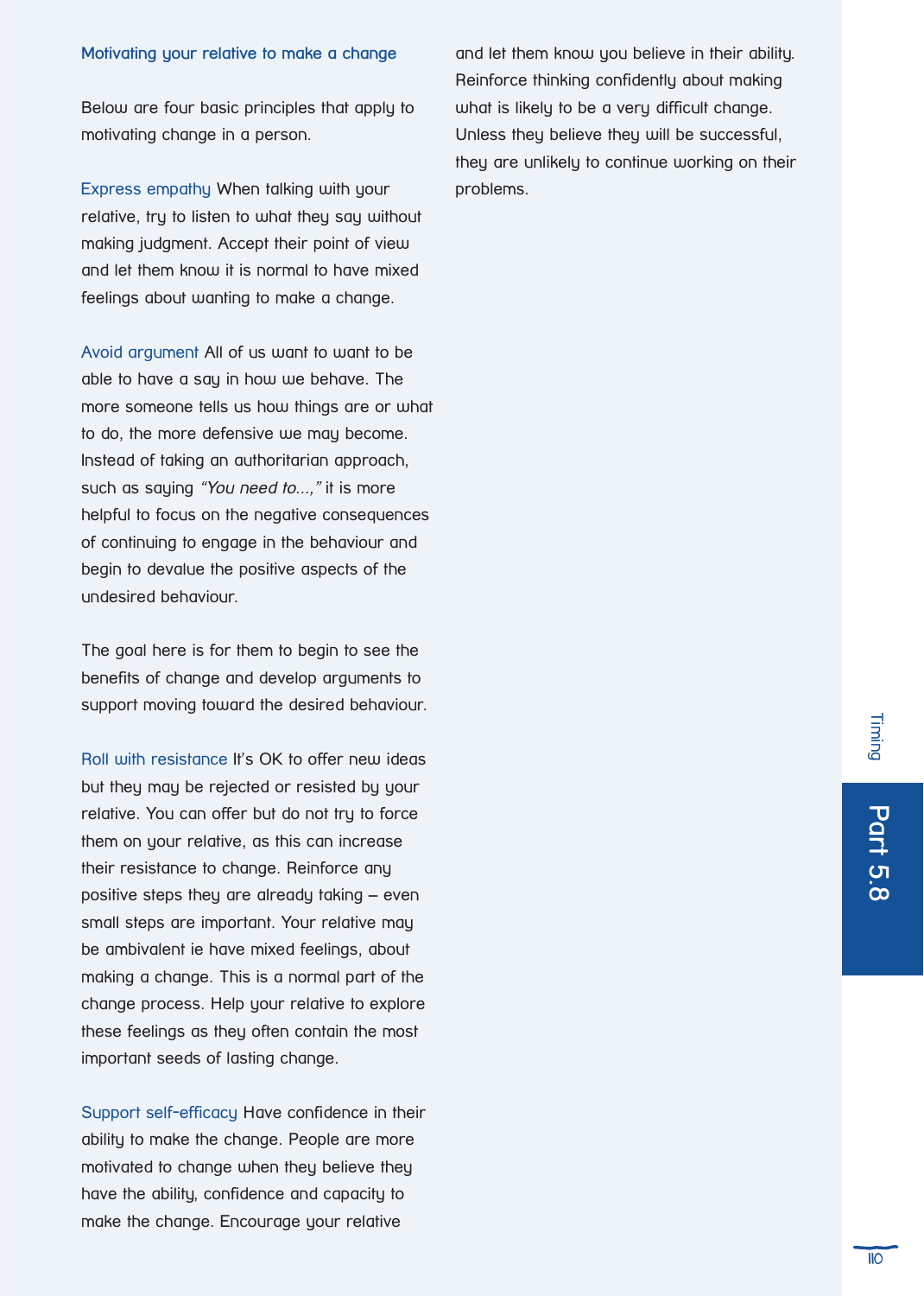## Motivating your relative to make a change

Below are four basic principles that apply to motivating change in a person.

**Express empathy** When talking with your relative, try to listen to what they say without making judgment. Accept their point of view and let them know it is normal to have mixed feelings about wanting to make a change.

**Avoid argument** All of us want to want to be able to have a say in how we behave. The more someone tells us how things are or what to do, the more defensive we may become. Instead of taking an authoritarian approach, such as saying *"You need to...,"* it is more helpful to focus on the negative consequences of continuing to engage in the behaviour and begin to devalue the positive aspects of the undesired behaviour.

The goal here is for them to begin to see the benefits of change and develop arguments to support moving toward the desired behaviour.

**Roll with resistance** It's OK to offer new ideas but they may be rejected or resisted by your relative. You can offer but do not try to force them on your relative, as this can increase their resistance to change. Reinforce any positive steps they are already taking – even small steps are important. Your relative may be ambivalent ie have mixed feelings, about making a change. This is a normal part of the change process. Help your relative to explore these feelings as they often contain the most important seeds of lasting change.

**Support self-efficacy** Have confidence in their ability to make the change. People are more motivated to change when they believe they have the ability, confidence and capacity to make the change. Encourage your relative and let them know you believe in their ability. Reinforce thinking confidently about making what is likely to be a very difficult change. Unless they believe they will be successful, they are unlikely to continue working on their problems.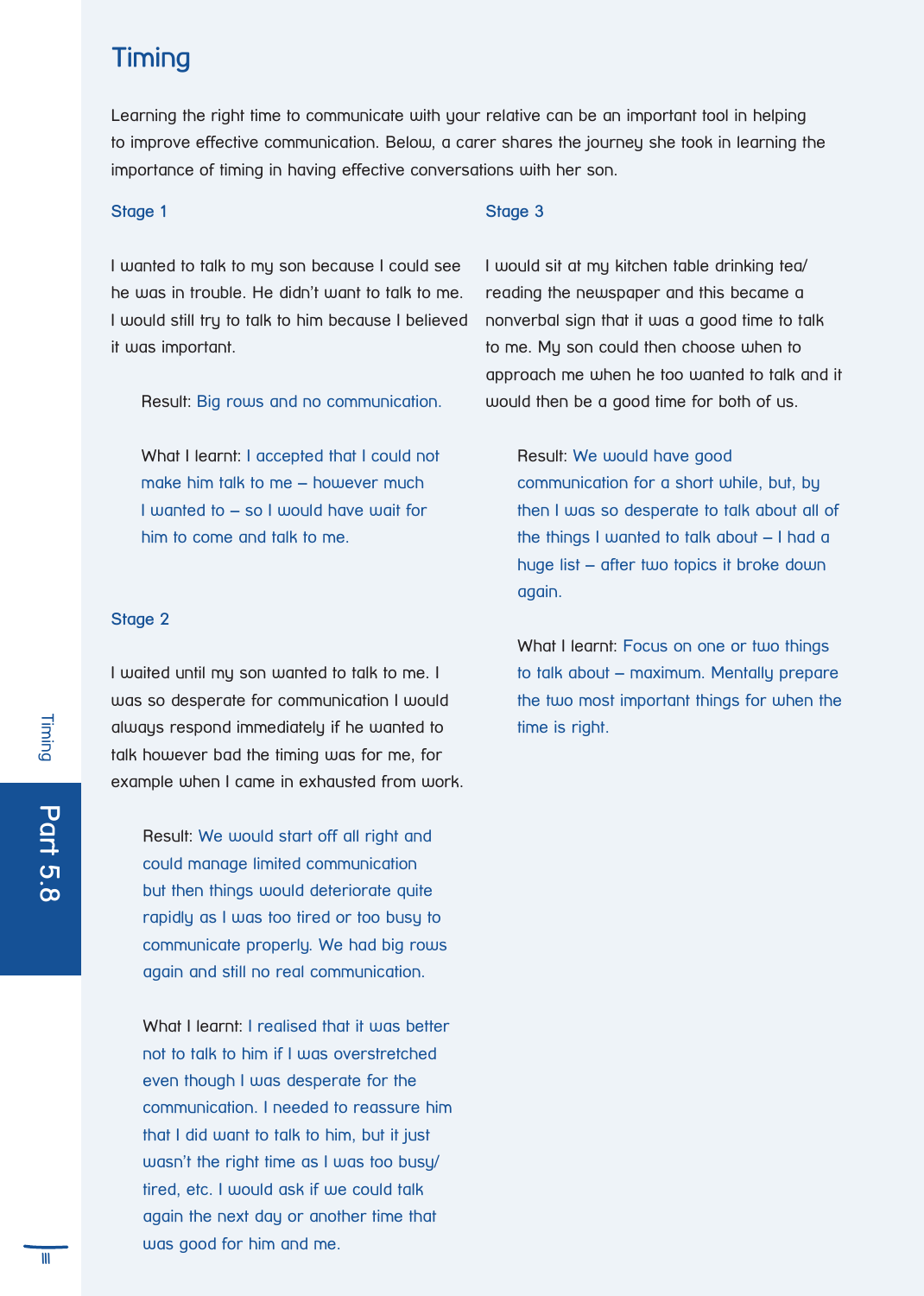# Timing

Learning the right time to communicate with your relative can be an important tool in helping to improve effective communication. Below, a carer shares the journey she took in learning the importance of timing in having effective conversations with her son.

## Stage 1

I wanted to talk to my son because I could see he was in trouble. He didn't want to talk to me. I would still try to talk to him because I believed it was important.

Result: Big rows and no communication.

What I learnt: I accepted that I could not make him talk to me – however much I wanted to – so I would have wait for him to come and talk to me.

## Stage 2

I waited until my son wanted to talk to me. I was so desperate for communication I would always respond immediately if he wanted to talk however bad the timing was for me, for example when I came in exhausted from work.

Result: We would start off all right and could manage limited communication but then things would deteriorate quite rapidly as I was too tired or too busy to communicate properly. We had big rows again and still no real communication.

What I learnt: I realised that it was better not to talk to him if I was overstretched even though I was desperate for the communication. I needed to reassure him that I did want to talk to him, but it just wasn't the right time as I was too busy/ tired, etc. I would ask if we could talk again the next day or another time that was good for him and me.

## Stage 3

I would sit at my kitchen table drinking tea/ reading the newspaper and this became a nonverbal sign that it was a good time to talk to me. My son could then choose when to approach me when he too wanted to talk and it would then be a good time for both of us.

Result: We would have good communication for a short while, but, by then I was so desperate to talk about all of the things I wanted to talk about – I had a huge list – after two topics it broke down again.

What I learnt: Focus on one or two things to talk about – maximum. Mentally prepare the two most important things for when the time is right.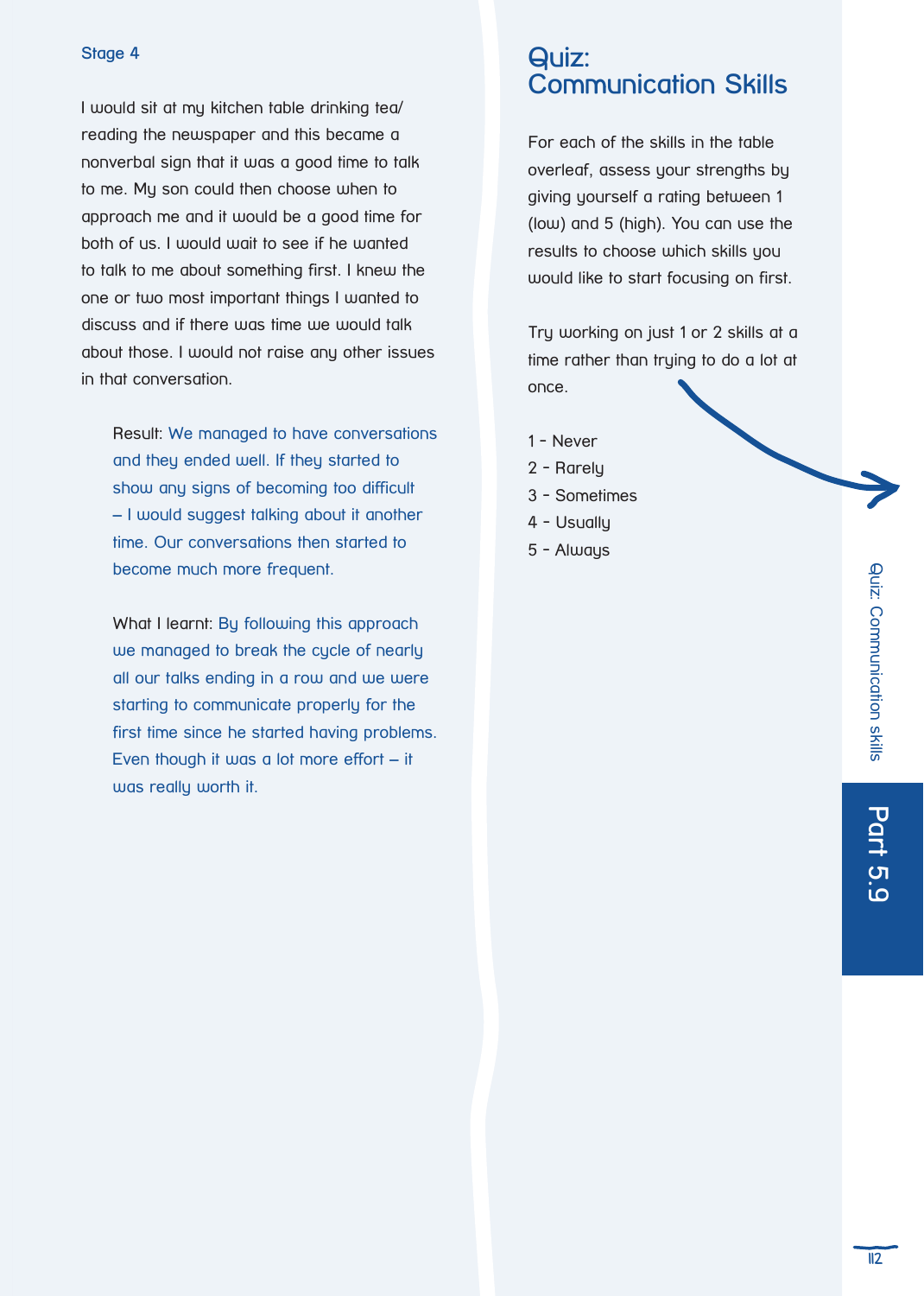### Stage 4

I would sit at my kitchen table drinking tea/ reading the newspaper and this became a nonverbal sign that it was a good time to talk to me. My son could then choose when to approach me and it would be a good time for both of us. I would wait to see if he wanted to talk to me about something first. I knew the one or two most important things I wanted to discuss and if there was time we would talk about those. I would not raise any other issues in that conversation.

Result: We managed to have conversations and they ended well. If they started to show any signs of becoming too difficult – I would suggest talking about it another time. Our conversations then started to become much more frequent.

What I learnt: By following this approach we managed to break the cycle of nearly all our talks ending in a row and we were starting to communicate properly for the first time since he started having problems. Even though it was a lot more effort – it was really worth it.

## Quiz: Communication Skills

For each of the skills in the table overleaf, assess your strengths by giving yourself a rating between 1 (low) and 5 (high). You can use the results to choose which skills you would like to start focusing on first.

Try working on just 1 or 2 skills at a time rather than trying to do a lot at once.

1 - Never
2 - Rarely
3 - Sometimes
4 - Usually
5 - Always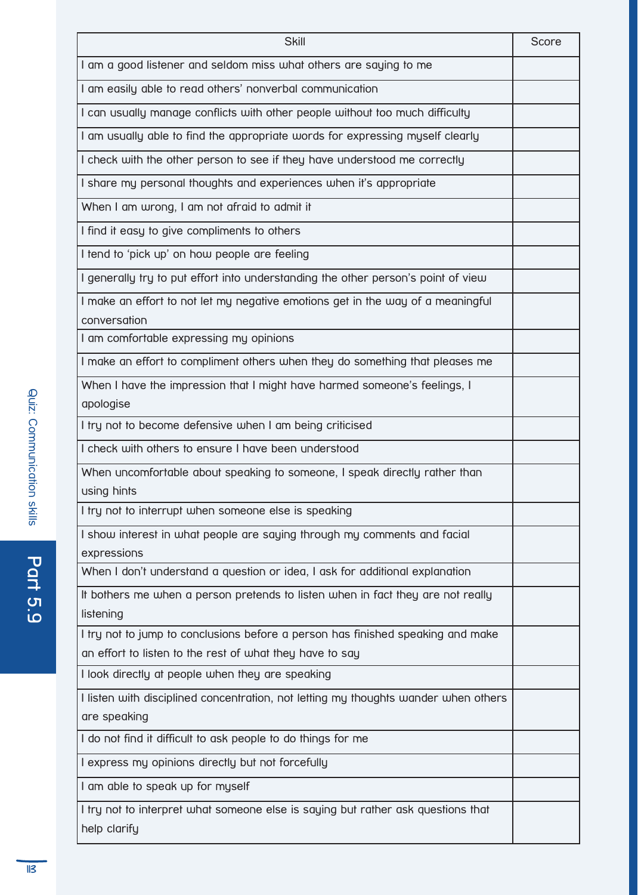| Skill | Score |
| --- | --- |
| I am a good listener and seldom miss what others are saying to me | |
| I am easily able to read others' nonverbal communication | |
| I can usually manage conflicts with other people without too much difficulty | |
| I am usually able to find the appropriate words for expressing myself clearly | |
| I check with the other person to see if they have understood me correctly | |
| I share my personal thoughts and experiences when it's appropriate | |
| When I am wrong, I am not afraid to admit it | |
| I find it easy to give compliments to others | |
| I tend to 'pick up' on how people are feeling | |
| I generally try to put effort into understanding the other person's point of view | |
| I make an effort to not let my negative emotions get in the way of a meaningful conversation | |
| I am comfortable expressing my opinions | |
| I make an effort to compliment others when they do something that pleases me | |
| When I have the impression that I might have harmed someone's feelings, I apologise | |
| I try not to become defensive when I am being criticised | |
| I check with others to ensure I have been understood | |
| When uncomfortable about speaking to someone, I speak directly rather than using hints | |
| I try not to interrupt when someone else is speaking | |
| I show interest in what people are saying through my comments and facial expressions | |
| When I don't understand a question or idea, I ask for additional explanation | |
| It bothers me when a person pretends to listen when in fact they are not really listening | |
| I try not to jump to conclusions before a person has finished speaking and make an effort to listen to the rest of what they have to say | |
| I look directly at people when they are speaking | |
| I listen with disciplined concentration, not letting my thoughts wander when others are speaking | |
| I do not find it difficult to ask people to do things for me | |
| I express my opinions directly but not forcefully | |
| I am able to speak up for myself | |
| I try not to interpret what someone else is saying but rather ask questions that help clarify | |